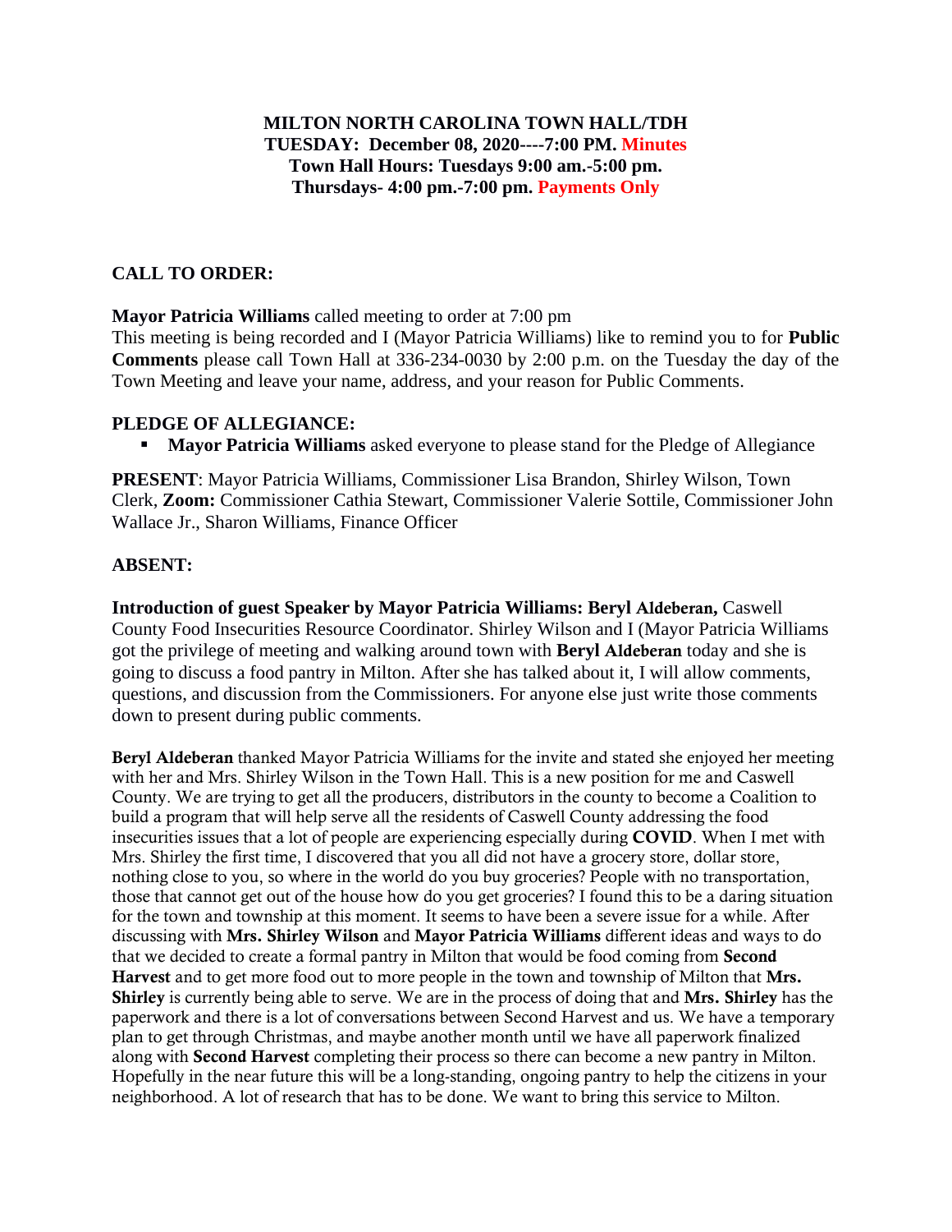**MILTON NORTH CAROLINA TOWN HALL/TDH**
**TUESDAY: December 08, 2020----7:00 PM. Minutes**
**Town Hall Hours: Tuesdays 9:00 am.-5:00 pm.**
**Thursdays- 4:00 pm.-7:00 pm. Payments Only**

## CALL TO ORDER:

**Mayor Patricia Williams** called meeting to order at 7:00 pm
This meeting is being recorded and I (Mayor Patricia Williams) like to remind you to for **Public Comments** please call Town Hall at 336-234-0030 by 2:00 p.m. on the Tuesday the day of the Town Meeting and leave your name, address, and your reason for Public Comments.

## PLEDGE OF ALLEGIANCE:

- **Mayor Patricia Williams** asked everyone to please stand for the Pledge of Allegiance

**PRESENT**: Mayor Patricia Williams, Commissioner Lisa Brandon, Shirley Wilson, Town Clerk, **Zoom:** Commissioner Cathia Stewart, Commissioner Valerie Sottile, Commissioner John Wallace Jr., Sharon Williams, Finance Officer

**ABSENT:**

**Introduction of guest Speaker by Mayor Patricia Williams: Beryl Aldeberan,** Caswell County Food Insecurities Resource Coordinator. Shirley Wilson and I (Mayor Patricia Williams got the privilege of meeting and walking around town with **Beryl Aldeberan** today and she is going to discuss a food pantry in Milton. After she has talked about it, I will allow comments, questions, and discussion from the Commissioners. For anyone else just write those comments down to present during public comments.

**Beryl Aldeberan** thanked Mayor Patricia Williams for the invite and stated she enjoyed her meeting with her and Mrs. Shirley Wilson in the Town Hall. This is a new position for me and Caswell County. We are trying to get all the producers, distributors in the county to become a Coalition to build a program that will help serve all the residents of Caswell County addressing the food insecurities issues that a lot of people are experiencing especially during **COVID**. When I met with Mrs. Shirley the first time, I discovered that you all did not have a grocery store, dollar store, nothing close to you, so where in the world do you buy groceries? People with no transportation, those that cannot get out of the house how do you get groceries? I found this to be a daring situation for the town and township at this moment. It seems to have been a severe issue for a while. After discussing with **Mrs. Shirley Wilson** and **Mayor Patricia Williams** different ideas and ways to do that we decided to create a formal pantry in Milton that would be food coming from **Second Harvest** and to get more food out to more people in the town and township of Milton that **Mrs. Shirley** is currently being able to serve. We are in the process of doing that and **Mrs. Shirley** has the paperwork and there is a lot of conversations between Second Harvest and us. We have a temporary plan to get through Christmas, and maybe another month until we have all paperwork finalized along with **Second Harvest** completing their process so there can become a new pantry in Milton. Hopefully in the near future this will be a long-standing, ongoing pantry to help the citizens in your neighborhood. A lot of research that has to be done. We want to bring this service to Milton.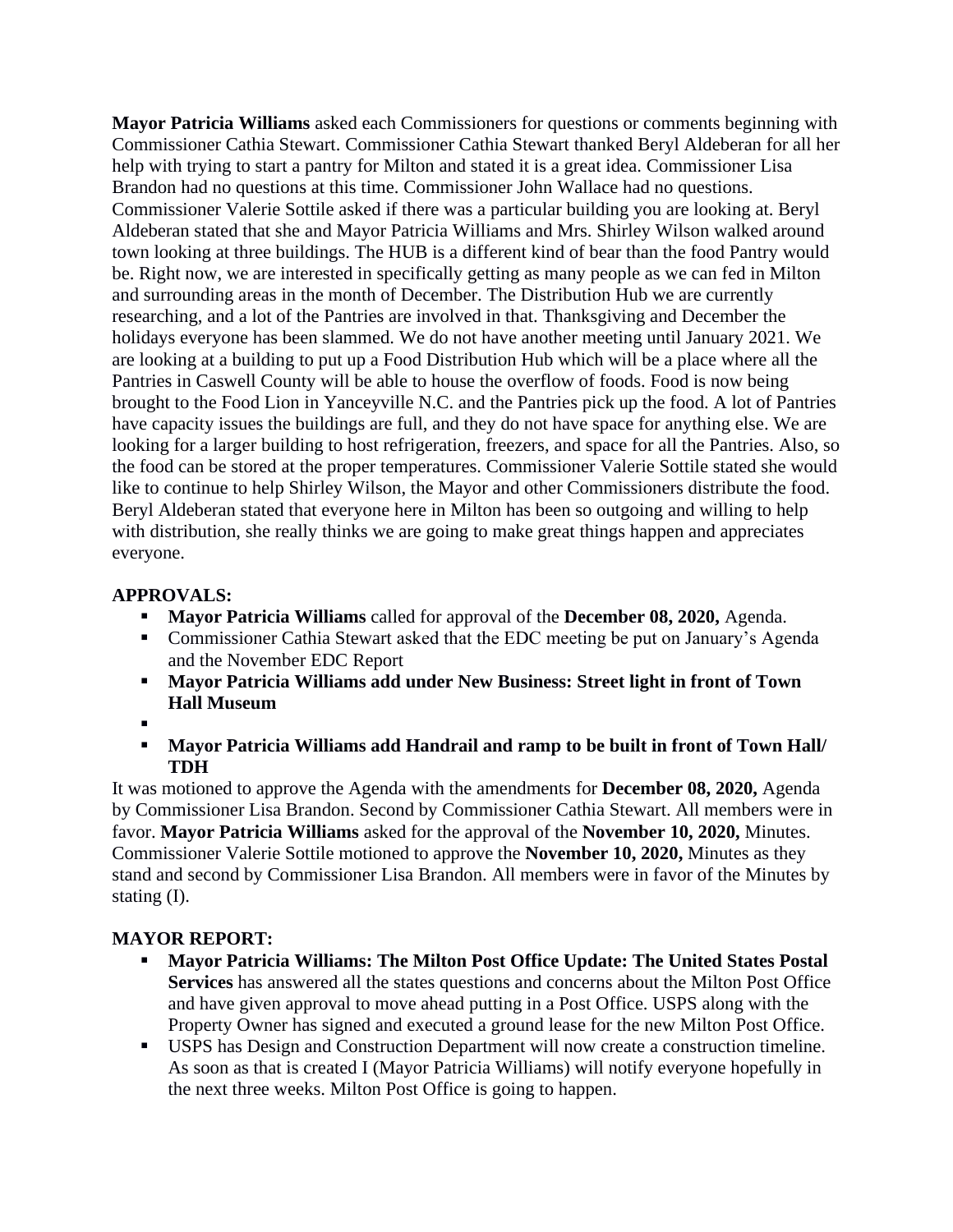**Mayor Patricia Williams** asked each Commissioners for questions or comments beginning with Commissioner Cathia Stewart. Commissioner Cathia Stewart thanked Beryl Aldeberan for all her help with trying to start a pantry for Milton and stated it is a great idea. Commissioner Lisa Brandon had no questions at this time. Commissioner John Wallace had no questions. Commissioner Valerie Sottile asked if there was a particular building you are looking at. Beryl Aldeberan stated that she and Mayor Patricia Williams and Mrs. Shirley Wilson walked around town looking at three buildings. The HUB is a different kind of bear than the food Pantry would be. Right now, we are interested in specifically getting as many people as we can fed in Milton and surrounding areas in the month of December. The Distribution Hub we are currently researching, and a lot of the Pantries are involved in that. Thanksgiving and December the holidays everyone has been slammed. We do not have another meeting until January 2021. We are looking at a building to put up a Food Distribution Hub which will be a place where all the Pantries in Caswell County will be able to house the overflow of foods. Food is now being brought to the Food Lion in Yanceyville N.C. and the Pantries pick up the food. A lot of Pantries have capacity issues the buildings are full, and they do not have space for anything else. We are looking for a larger building to host refrigeration, freezers, and space for all the Pantries. Also, so the food can be stored at the proper temperatures. Commissioner Valerie Sottile stated she would like to continue to help Shirley Wilson, the Mayor and other Commissioners distribute the food. Beryl Aldeberan stated that everyone here in Milton has been so outgoing and willing to help with distribution, she really thinks we are going to make great things happen and appreciates everyone.

## APPROVALS:

- **Mayor Patricia Williams** called for approval of the **December 08, 2020,** Agenda.
- Commissioner Cathia Stewart asked that the EDC meeting be put on January's Agenda and the November EDC Report
- **Mayor Patricia Williams add under New Business: Street light in front of Town Hall Museum**
- 
- **Mayor Patricia Williams add Handrail and ramp to be built in front of Town Hall/ TDH**

It was motioned to approve the Agenda with the amendments for **December 08, 2020,** Agenda by Commissioner Lisa Brandon. Second by Commissioner Cathia Stewart. All members were in favor. **Mayor Patricia Williams** asked for the approval of the **November 10, 2020,** Minutes. Commissioner Valerie Sottile motioned to approve the **November 10, 2020,** Minutes as they stand and second by Commissioner Lisa Brandon. All members were in favor of the Minutes by stating (I).

## MAYOR REPORT:

- **Mayor Patricia Williams: The Milton Post Office Update: The United States Postal Services** has answered all the states questions and concerns about the Milton Post Office and have given approval to move ahead putting in a Post Office. USPS along with the Property Owner has signed and executed a ground lease for the new Milton Post Office.
- USPS has Design and Construction Department will now create a construction timeline. As soon as that is created I (Mayor Patricia Williams) will notify everyone hopefully in the next three weeks. Milton Post Office is going to happen.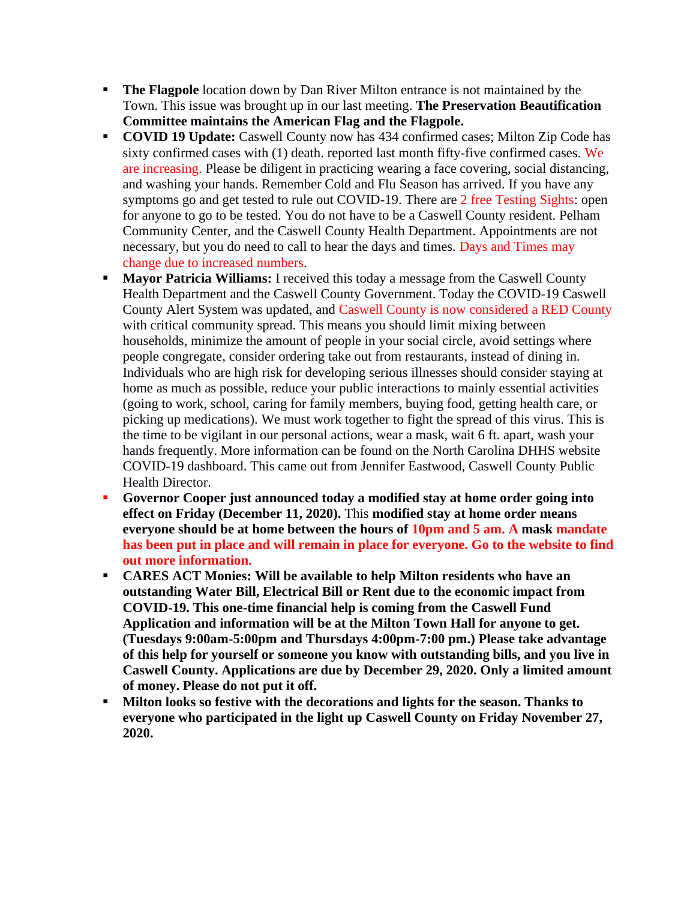- **The Flagpole** location down by Dan River Milton entrance is not maintained by the Town. This issue was brought up in our last meeting. **The Preservation Beautification Committee maintains the American Flag and the Flagpole.**
- **COVID 19 Update:** Caswell County now has 434 confirmed cases; Milton Zip Code has sixty confirmed cases with (1) death. reported last month fifty-five confirmed cases. We are increasing. Please be diligent in practicing wearing a face covering, social distancing, and washing your hands. Remember Cold and Flu Season has arrived. If you have any symptoms go and get tested to rule out COVID-19. There are 2 free Testing Sights: open for anyone to go to be tested. You do not have to be a Caswell County resident. Pelham Community Center, and the Caswell County Health Department. Appointments are not necessary, but you do need to call to hear the days and times. Days and Times may change due to increased numbers.
- **Mayor Patricia Williams:** I received this today a message from the Caswell County Health Department and the Caswell County Government. Today the COVID-19 Caswell County Alert System was updated, and Caswell County is now considered a RED County with critical community spread. This means you should limit mixing between households, minimize the amount of people in your social circle, avoid settings where people congregate, consider ordering take out from restaurants, instead of dining in. Individuals who are high risk for developing serious illnesses should consider staying at home as much as possible, reduce your public interactions to mainly essential activities (going to work, school, caring for family members, buying food, getting health care, or picking up medications). We must work together to fight the spread of this virus. This is the time to be vigilant in our personal actions, wear a mask, wait 6 ft. apart, wash your hands frequently. More information can be found on the North Carolina DHHS website COVID-19 dashboard. This came out from Jennifer Eastwood, Caswell County Public Health Director.
- **Governor Cooper just announced today a modified stay at home order going into effect on Friday (December 11, 2020).** This **modified stay at home order means everyone should be at home between the hours of 10pm and 5 am. A mask mandate has been put in place and will remain in place for everyone. Go to the website to find out more information.**
- **CARES ACT Monies: Will be available to help Milton residents who have an outstanding Water Bill, Electrical Bill or Rent due to the economic impact from COVID-19. This one-time financial help is coming from the Caswell Fund Application and information will be at the Milton Town Hall for anyone to get. (Tuesdays 9:00am-5:00pm and Thursdays 4:00pm-7:00 pm.) Please take advantage of this help for yourself or someone you know with outstanding bills, and you live in Caswell County. Applications are due by December 29, 2020. Only a limited amount of money. Please do not put it off.**
- **Milton looks so festive with the decorations and lights for the season. Thanks to everyone who participated in the light up Caswell County on Friday November 27, 2020.**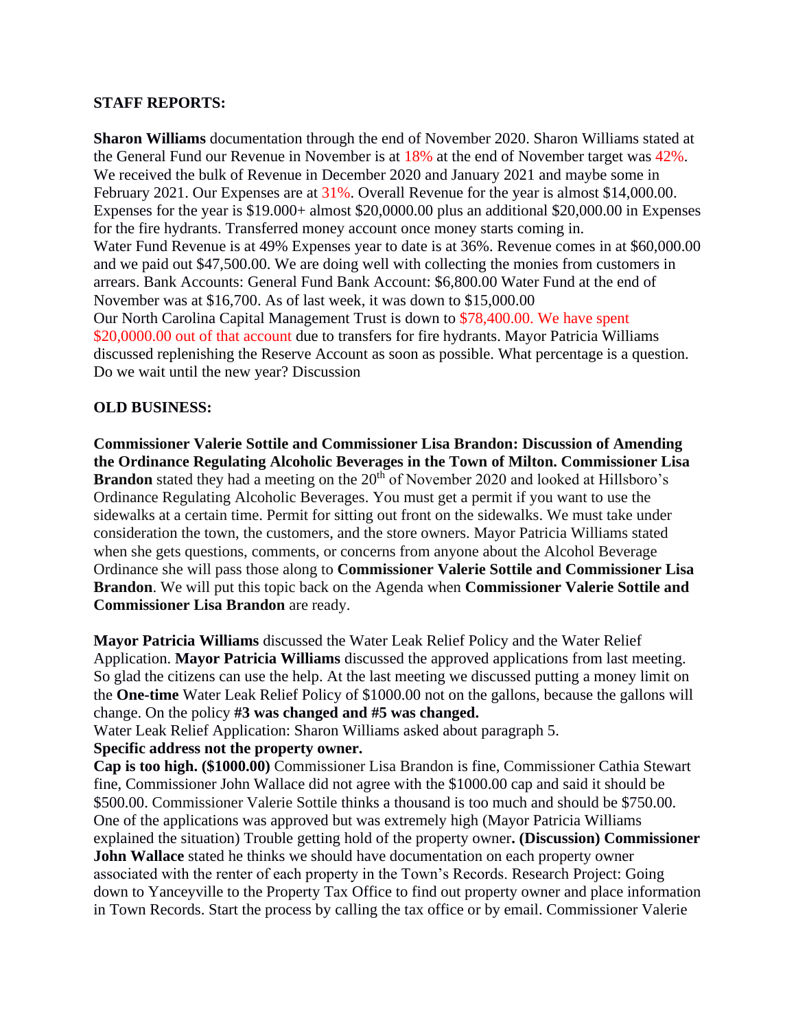**STAFF REPORTS:**

**Sharon Williams** documentation through the end of November 2020. Sharon Williams stated at the General Fund our Revenue in November is at 18% at the end of November target was 42%. We received the bulk of Revenue in December 2020 and January 2021 and maybe some in February 2021. Our Expenses are at 31%. Overall Revenue for the year is almost $14,000.00. Expenses for the year is $19.000+ almost $20,0000.00 plus an additional $20,000.00 in Expenses for the fire hydrants. Transferred money account once money starts coming in.
Water Fund Revenue is at 49% Expenses year to date is at 36%. Revenue comes in at $60,000.00 and we paid out $47,500.00. We are doing well with collecting the monies from customers in arrears. Bank Accounts: General Fund Bank Account: $6,800.00 Water Fund at the end of November was at $16,700. As of last week, it was down to $15,000.00
Our North Carolina Capital Management Trust is down to $78,400.00. We have spent $20,0000.00 out of that account due to transfers for fire hydrants. Mayor Patricia Williams discussed replenishing the Reserve Account as soon as possible. What percentage is a question. Do we wait until the new year? Discussion

**OLD BUSINESS:**

**Commissioner Valerie Sottile and Commissioner Lisa Brandon: Discussion of Amending the Ordinance Regulating Alcoholic Beverages in the Town of Milton. Commissioner Lisa Brandon** stated they had a meeting on the 20th of November 2020 and looked at Hillsboro's Ordinance Regulating Alcoholic Beverages. You must get a permit if you want to use the sidewalks at a certain time. Permit for sitting out front on the sidewalks. We must take under consideration the town, the customers, and the store owners. Mayor Patricia Williams stated when she gets questions, comments, or concerns from anyone about the Alcohol Beverage Ordinance she will pass those along to **Commissioner Valerie Sottile and Commissioner Lisa Brandon**. We will put this topic back on the Agenda when **Commissioner Valerie Sottile and Commissioner Lisa Brandon** are ready.

**Mayor Patricia Williams** discussed the Water Leak Relief Policy and the Water Relief Application. **Mayor Patricia Williams** discussed the approved applications from last meeting. So glad the citizens can use the help. At the last meeting we discussed putting a money limit on the **One-time** Water Leak Relief Policy of $1000.00 not on the gallons, because the gallons will change. On the policy **#3 was changed and #5 was changed.**
Water Leak Relief Application: Sharon Williams asked about paragraph 5.
**Specific address not the property owner.**
**Cap is too high. ($1000.00)** Commissioner Lisa Brandon is fine, Commissioner Cathia Stewart fine, Commissioner John Wallace did not agree with the $1000.00 cap and said it should be $500.00. Commissioner Valerie Sottile thinks a thousand is too much and should be $750.00. One of the applications was approved but was extremely high (Mayor Patricia Williams explained the situation) Trouble getting hold of the property owner**. (Discussion) Commissioner John Wallace** stated he thinks we should have documentation on each property owner associated with the renter of each property in the Town's Records. Research Project: Going down to Yanceyville to the Property Tax Office to find out property owner and place information in Town Records. Start the process by calling the tax office or by email. Commissioner Valerie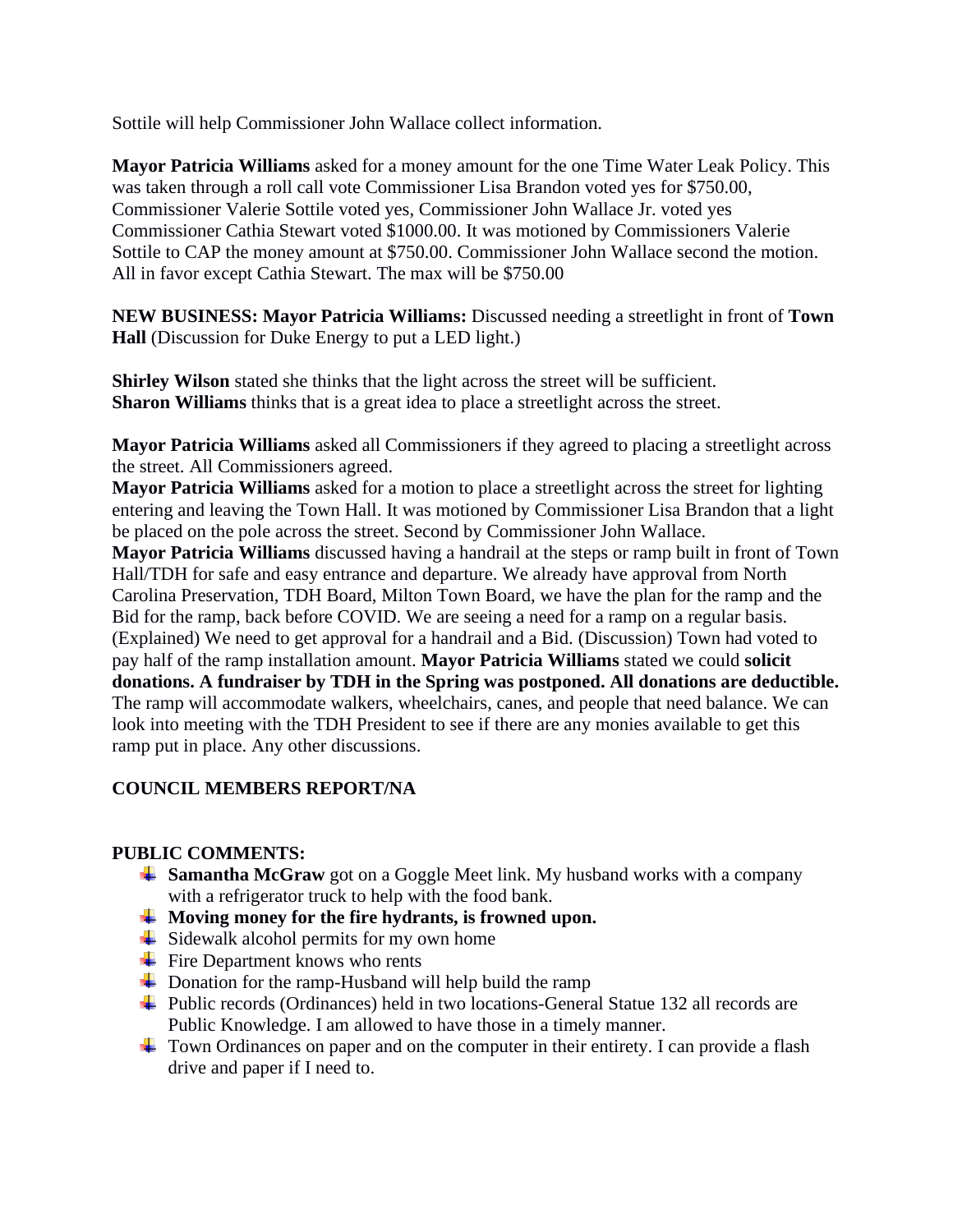Sottile will help Commissioner John Wallace collect information.

**Mayor Patricia Williams** asked for a money amount for the one Time Water Leak Policy. This was taken through a roll call vote Commissioner Lisa Brandon voted yes for $750.00, Commissioner Valerie Sottile voted yes, Commissioner John Wallace Jr. voted yes Commissioner Cathia Stewart voted $1000.00. It was motioned by Commissioners Valerie Sottile to CAP the money amount at $750.00. Commissioner John Wallace second the motion. All in favor except Cathia Stewart. The max will be $750.00

**NEW BUSINESS: Mayor Patricia Williams:** Discussed needing a streetlight in front of **Town Hall** (Discussion for Duke Energy to put a LED light.)

**Shirley Wilson** stated she thinks that the light across the street will be sufficient.
**Sharon Williams** thinks that is a great idea to place a streetlight across the street.

**Mayor Patricia Williams** asked all Commissioners if they agreed to placing a streetlight across the street. All Commissioners agreed.
**Mayor Patricia Williams** asked for a motion to place a streetlight across the street for lighting entering and leaving the Town Hall. It was motioned by Commissioner Lisa Brandon that a light be placed on the pole across the street. Second by Commissioner John Wallace.
**Mayor Patricia Williams** discussed having a handrail at the steps or ramp built in front of Town Hall/TDH for safe and easy entrance and departure. We already have approval from North Carolina Preservation, TDH Board, Milton Town Board, we have the plan for the ramp and the Bid for the ramp, back before COVID. We are seeing a need for a ramp on a regular basis. (Explained) We need to get approval for a handrail and a Bid. (Discussion) Town had voted to pay half of the ramp installation amount. **Mayor Patricia Williams** stated we could **solicit donations. A fundraiser by TDH in the Spring was postponed. All donations are deductible.** The ramp will accommodate walkers, wheelchairs, canes, and people that need balance. We can look into meeting with the TDH President to see if there are any monies available to get this ramp put in place. Any other discussions.

**COUNCIL MEMBERS REPORT/NA**

**PUBLIC COMMENTS:**

- **Samantha McGraw** got on a Goggle Meet link. My husband works with a company with a refrigerator truck to help with the food bank.
- **Moving money for the fire hydrants, is frowned upon.**
- Sidewalk alcohol permits for my own home
- Fire Department knows who rents
- Donation for the ramp-Husband will help build the ramp
- Public records (Ordinances) held in two locations-General Statue 132 all records are Public Knowledge. I am allowed to have those in a timely manner.
- Town Ordinances on paper and on the computer in their entirety. I can provide a flash drive and paper if I need to.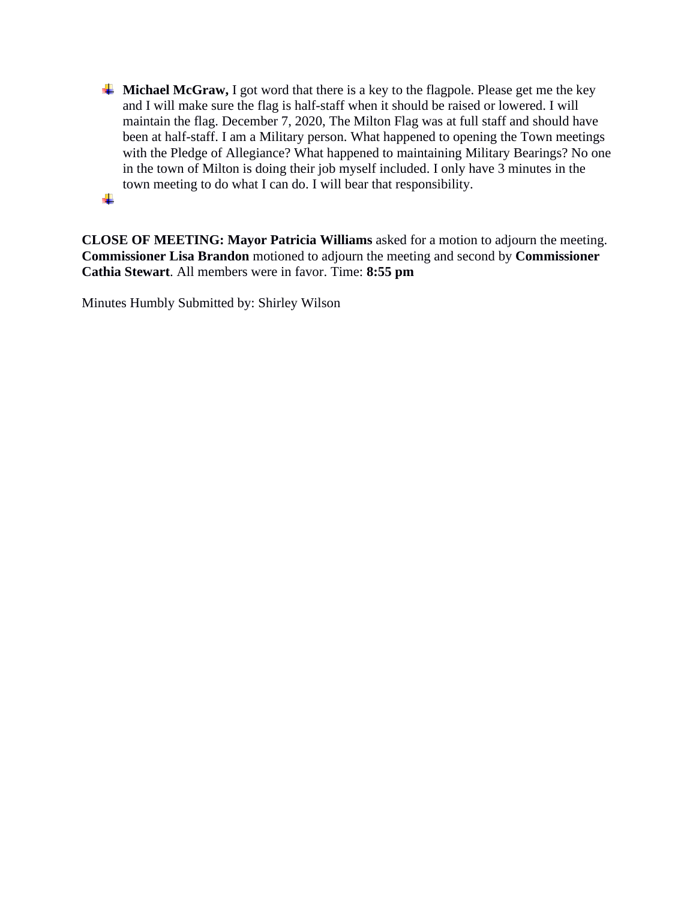- **Michael McGraw,** I got word that there is a key to the flagpole. Please get me the key and I will make sure the flag is half-staff when it should be raised or lowered. I will maintain the flag. December 7, 2020, The Milton Flag was at full staff and should have been at half-staff. I am a Military person. What happened to opening the Town meetings with the Pledge of Allegiance? What happened to maintaining Military Bearings? No one in the town of Milton is doing their job myself included. I only have 3 minutes in the town meeting to do what I can do. I will bear that responsibility.
-

**CLOSE OF MEETING: Mayor Patricia Williams** asked for a motion to adjourn the meeting. **Commissioner Lisa Brandon** motioned to adjourn the meeting and second by **Commissioner Cathia Stewart**. All members were in favor. Time: **8:55 pm**

Minutes Humbly Submitted by: Shirley Wilson